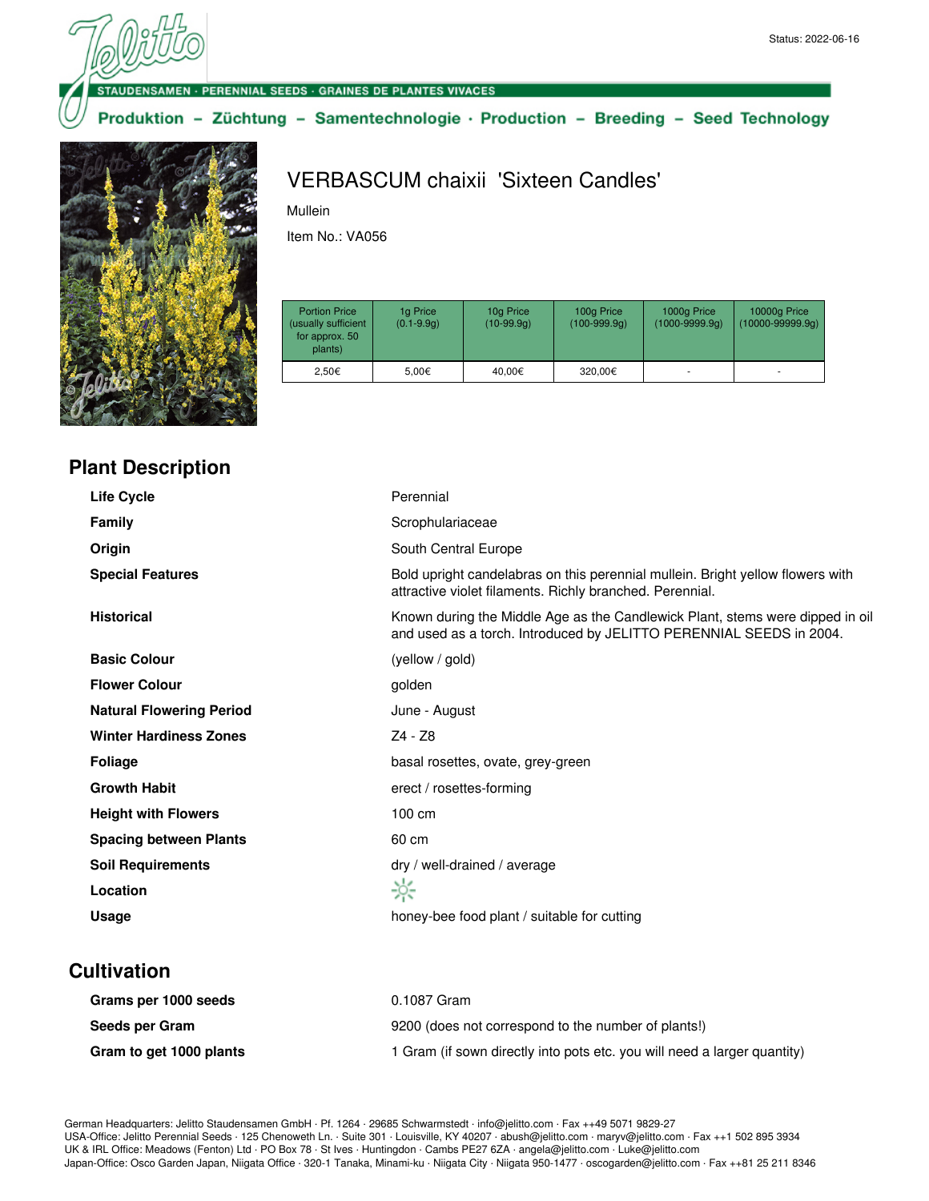Status: 2022-06-16

STAUDENSAMEN · PERENNIAL SEEDS · GRAINES DE PLANTES VIVACES

Produktion – Züchtung – Samentechnologie · Production – Breeding – Seed Technology

# VERBASCUM chaixii 'Sixteen Candles'

Mullein

Item No.: VA056

| Portion Price (usually sufficient for approx. 50 plants) | 1g Price (0.1-9.9g) | 10g Price (10-99.9g) | 100g Price (100-999.9g) | 1000g Price (1000-9999.9g) | 10000g Price (10000-99999.9g) |
|---|---|---|---|---|---|
| 2,50€ | 5,00€ | 40,00€ | 320,00€ | - | - |

## Plant Description

| | |
|---|---|
| **Life Cycle** | Perennial |
| **Family** | Scrophulariaceae |
| **Origin** | South Central Europe |
| **Special Features** | Bold upright candelabras on this perennial mullein. Bright yellow flowers with attractive violet filaments. Richly branched. Perennial. |
| **Historical** | Known during the Middle Age as the Candlewick Plant, stems were dipped in oil and used as a torch. Introduced by JELITTO PERENNIAL SEEDS in 2004. |
| **Basic Colour** | (yellow / gold) |
| **Flower Colour** | golden |
| **Natural Flowering Period** | June - August |
| **Winter Hardiness Zones** | Z4 - Z8 |
| **Foliage** | basal rosettes, ovate, grey-green |
| **Growth Habit** | erect / rosettes-forming |
| **Height with Flowers** | 100 cm |
| **Spacing between Plants** | 60 cm |
| **Soil Requirements** | dry / well-drained / average |
| **Location** | ☼ |
| **Usage** | honey-bee food plant / suitable for cutting |

## Cultivation

| | |
|---|---|
| **Grams per 1000 seeds** | 0.1087 Gram |
| **Seeds per Gram** | 9200 (does not correspond to the number of plants!) |
| **Gram to get 1000 plants** | 1 Gram (if sown directly into pots etc. you will need a larger quantity) |

German Headquarters: Jelitto Staudensamen GmbH · Pf. 1264 · 29685 Schwarmstedt · info@jelitto.com · Fax ++49 5071 9829-27
USA-Office: Jelitto Perennial Seeds · 125 Chenoweth Ln. · Suite 301 · Louisville, KY 40207 · abush@jelitto.com · maryv@jelitto.com · Fax ++1 502 895 3934
UK & IRL Office: Meadows (Fenton) Ltd · PO Box 78 · St Ives · Huntingdon · Cambs PE27 6ZA · angela@jelitto.com · Luke@jelitto.com
Japan-Office: Osco Garden Japan, Niigata Office · 320-1 Tanaka, Minami-ku · Niigata City · Niigata 950-1477 · oscogarden@jelitto.com · Fax ++81 25 211 8346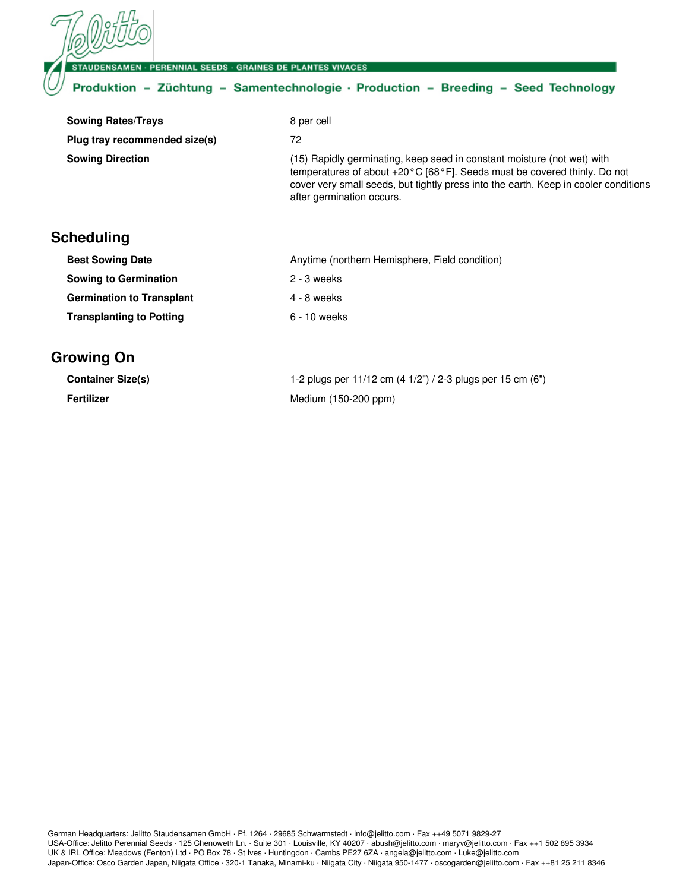| | |
|---|---|
| **Sowing Rates/Trays** | 8 per cell |
| **Plug tray recommended size(s)** | 72 |
| **Sowing Direction** | (15) Rapidly germinating, keep seed in constant moisture (not wet) with temperatures of about +20°C [68°F]. Seeds must be covered thinly. Do not cover very small seeds, but tightly press into the earth. Keep in cooler conditions after germination occurs. |

## Scheduling

| | |
|---|---|
| **Best Sowing Date** | Anytime (northern Hemisphere, Field condition) |
| **Sowing to Germination** | 2 - 3 weeks |
| **Germination to Transplant** | 4 - 8 weeks |
| **Transplanting to Potting** | 6 - 10 weeks |

## Growing On

| | |
|---|---|
| **Container Size(s)** | 1-2 plugs per 11/12 cm (4 1/2") / 2-3 plugs per 15 cm (6") |
| **Fertilizer** | Medium (150-200 ppm) |